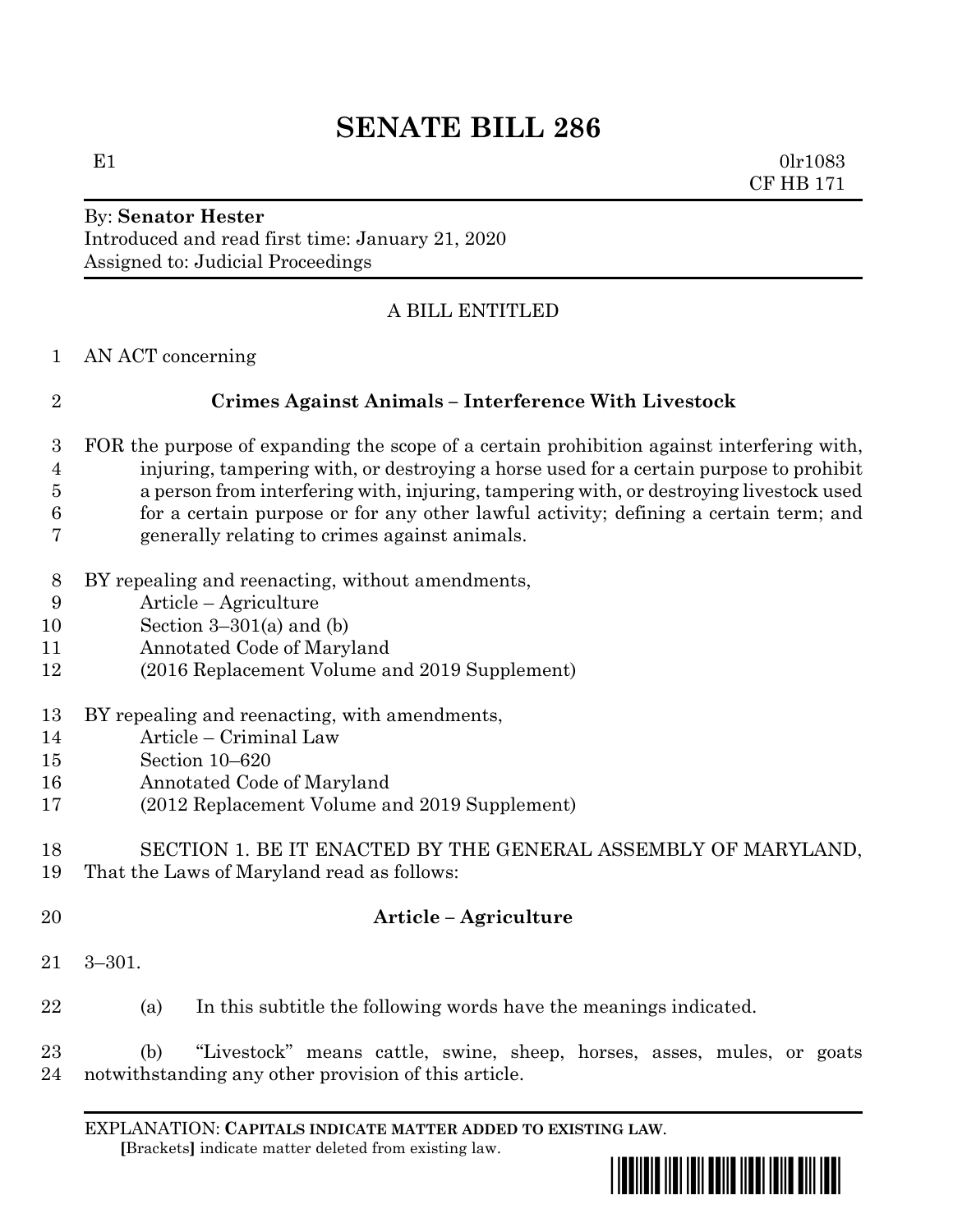# SENATE BILL 286

E1 0lr1083
CF HB 171

By: **Senator Hester**
Introduced and read first time: January 21, 2020
Assigned to: Judicial Proceedings

A BILL ENTITLED

AN ACT concerning

**Crimes Against Animals – Interference With Livestock**

FOR the purpose of expanding the scope of a certain prohibition against interfering with, injuring, tampering with, or destroying a horse used for a certain purpose to prohibit a person from interfering with, injuring, tampering with, or destroying livestock used for a certain purpose or for any other lawful activity; defining a certain term; and generally relating to crimes against animals.

BY repealing and reenacting, without amendments,
Article – Agriculture
Section 3–301(a) and (b)
Annotated Code of Maryland
(2016 Replacement Volume and 2019 Supplement)

BY repealing and reenacting, with amendments,
Article – Criminal Law
Section 10–620
Annotated Code of Maryland
(2012 Replacement Volume and 2019 Supplement)

SECTION 1. BE IT ENACTED BY THE GENERAL ASSEMBLY OF MARYLAND, That the Laws of Maryland read as follows:

**Article – Agriculture**

3–301.

(a) In this subtitle the following words have the meanings indicated.

(b) "Livestock" means cattle, swine, sheep, horses, asses, mules, or goats notwithstanding any other provision of this article.

EXPLANATION: **CAPITALS INDICATE MATTER ADDED TO EXISTING LAW**.
[Brackets] indicate matter deleted from existing law.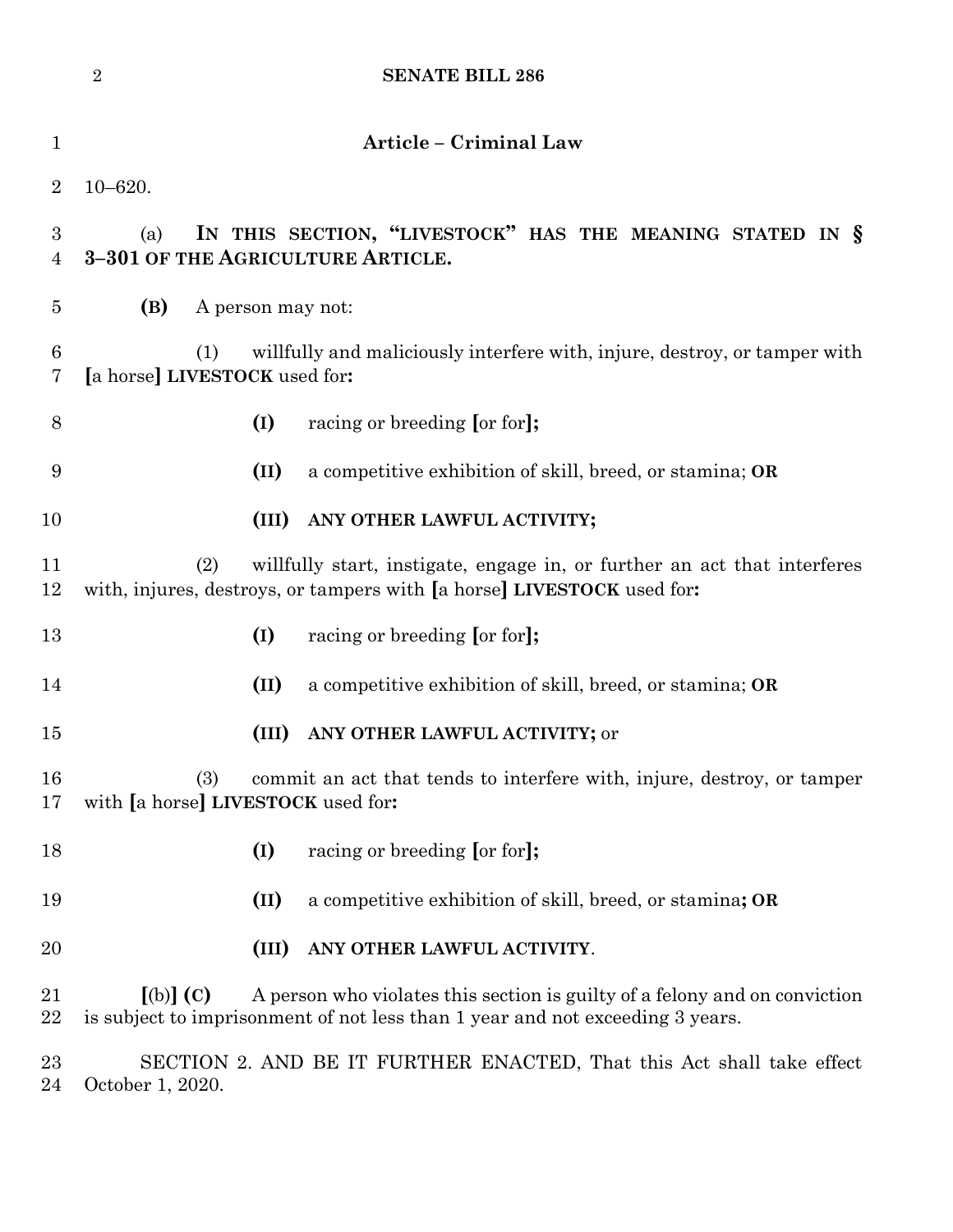**Article – Criminal Law**

10–620.

(a) **IN THIS SECTION, "LIVESTOCK" HAS THE MEANING STATED IN § 3–301 OF THE AGRICULTURE ARTICLE.**

**(B)** A person may not:

(1) willfully and maliciously interfere with, injure, destroy, or tamper with [a horse] **LIVESTOCK** used for**:**

**(I)** racing or breeding [or for]**;**

**(II)** a competitive exhibition of skill, breed, or stamina; **OR**

**(III) ANY OTHER LAWFUL ACTIVITY;**

(2) willfully start, instigate, engage in, or further an act that interferes with, injures, destroys, or tampers with [a horse] **LIVESTOCK** used for**:**

**(I)** racing or breeding [or for]**;**

**(II)** a competitive exhibition of skill, breed, or stamina; **OR**

**(III) ANY OTHER LAWFUL ACTIVITY;** or

(3) commit an act that tends to interfere with, injure, destroy, or tamper with [a horse] **LIVESTOCK** used for**:**

**(I)** racing or breeding [or for]**;**

**(II)** a competitive exhibition of skill, breed, or stamina**; OR**

**(III) ANY OTHER LAWFUL ACTIVITY**.

[(b)] **(C)** A person who violates this section is guilty of a felony and on conviction is subject to imprisonment of not less than 1 year and not exceeding 3 years.

SECTION 2. AND BE IT FURTHER ENACTED, That this Act shall take effect October 1, 2020.